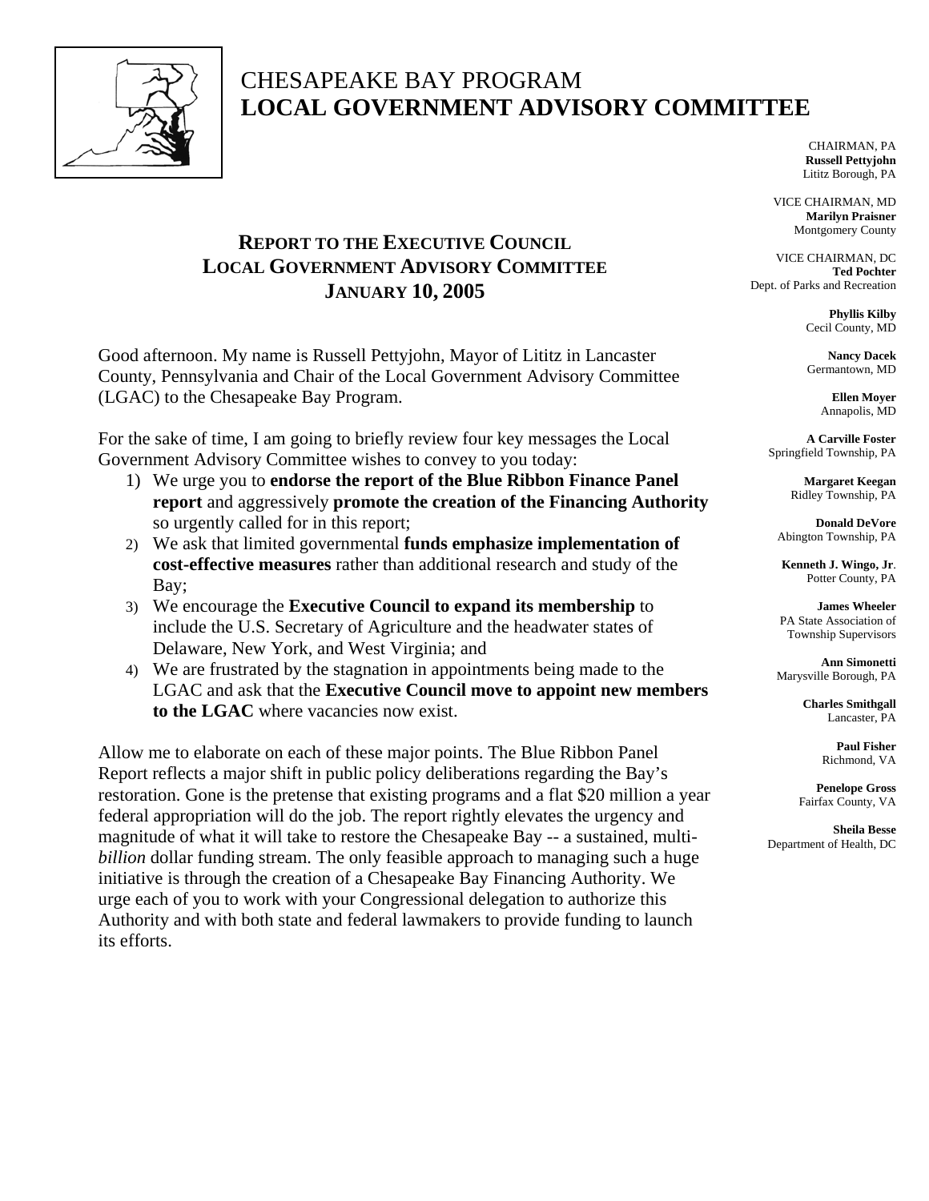# CHESAPEAKE BAY PROGRAM
# **LOCAL GOVERNMENT ADVISORY COMMITTEE**

CHAIRMAN, PA
**Russell Pettyjohn**
Lititz Borough, PA

VICE CHAIRMAN, MD
**Marilyn Praisner**
Montgomery County

VICE CHAIRMAN, DC
**Ted Pochter**
Dept. of Parks and Recreation

**Phyllis Kilby**
Cecil County, MD

**Nancy Dacek**
Germantown, MD

**Ellen Moyer**
Annapolis, MD

**A Carville Foster**
Springfield Township, PA

**Margaret Keegan**
Ridley Township, PA

**Donald DeVore**
Abington Township, PA

**Kenneth J. Wingo, Jr**.
Potter County, PA

**James Wheeler**
PA State Association of Township Supervisors

**Ann Simonetti**
Marysville Borough, PA

**Charles Smithgall**
Lancaster, PA

**Paul Fisher**
Richmond, VA

**Penelope Gross**
Fairfax County, VA

**Sheila Besse**
Department of Health, DC

## REPORT TO THE EXECUTIVE COUNCIL
## LOCAL GOVERNMENT ADVISORY COMMITTEE
## JANUARY 10, 2005

Good afternoon. My name is Russell Pettyjohn, Mayor of Lititz in Lancaster County, Pennsylvania and Chair of the Local Government Advisory Committee (LGAC) to the Chesapeake Bay Program.

For the sake of time, I am going to briefly review four key messages the Local Government Advisory Committee wishes to convey to you today:

1) We urge you to **endorse the report of the Blue Ribbon Finance Panel report** and aggressively **promote the creation of the Financing Authority** so urgently called for in this report;
2) We ask that limited governmental **funds emphasize implementation of cost-effective measures** rather than additional research and study of the Bay;
3) We encourage the **Executive Council to expand its membership** to include the U.S. Secretary of Agriculture and the headwater states of Delaware, New York, and West Virginia; and
4) We are frustrated by the stagnation in appointments being made to the LGAC and ask that the **Executive Council move to appoint new members to the LGAC** where vacancies now exist.

Allow me to elaborate on each of these major points. The Blue Ribbon Panel Report reflects a major shift in public policy deliberations regarding the Bay's restoration. Gone is the pretense that existing programs and a flat $20 million a year federal appropriation will do the job. The report rightly elevates the urgency and magnitude of what it will take to restore the Chesapeake Bay -- a sustained, multi-*billion* dollar funding stream. The only feasible approach to managing such a huge initiative is through the creation of a Chesapeake Bay Financing Authority. We urge each of you to work with your Congressional delegation to authorize this Authority and with both state and federal lawmakers to provide funding to launch its efforts.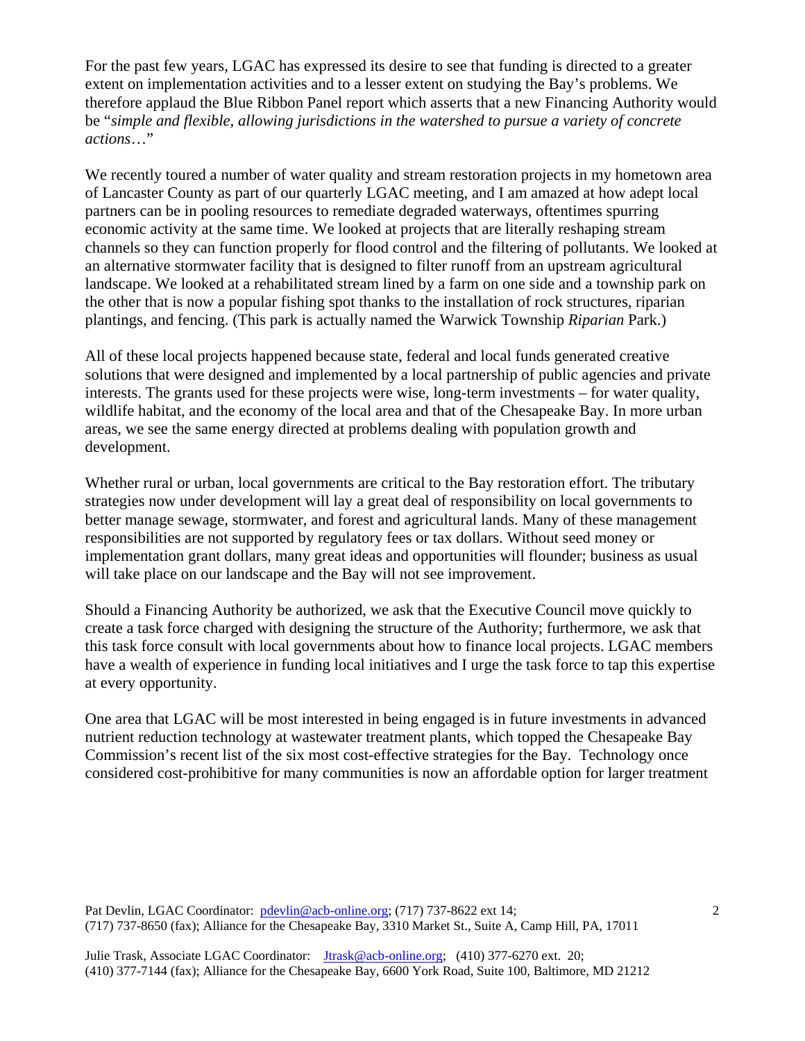For the past few years, LGAC has expressed its desire to see that funding is directed to a greater extent on implementation activities and to a lesser extent on studying the Bay's problems. We therefore applaud the Blue Ribbon Panel report which asserts that a new Financing Authority would be "*simple and flexible, allowing jurisdictions in the watershed to pursue a variety of concrete actions*…"

We recently toured a number of water quality and stream restoration projects in my hometown area of Lancaster County as part of our quarterly LGAC meeting, and I am amazed at how adept local partners can be in pooling resources to remediate degraded waterways, oftentimes spurring economic activity at the same time. We looked at projects that are literally reshaping stream channels so they can function properly for flood control and the filtering of pollutants. We looked at an alternative stormwater facility that is designed to filter runoff from an upstream agricultural landscape. We looked at a rehabilitated stream lined by a farm on one side and a township park on the other that is now a popular fishing spot thanks to the installation of rock structures, riparian plantings, and fencing. (This park is actually named the Warwick Township *Riparian* Park.)

All of these local projects happened because state, federal and local funds generated creative solutions that were designed and implemented by a local partnership of public agencies and private interests. The grants used for these projects were wise, long-term investments – for water quality, wildlife habitat, and the economy of the local area and that of the Chesapeake Bay. In more urban areas, we see the same energy directed at problems dealing with population growth and development.

Whether rural or urban, local governments are critical to the Bay restoration effort. The tributary strategies now under development will lay a great deal of responsibility on local governments to better manage sewage, stormwater, and forest and agricultural lands. Many of these management responsibilities are not supported by regulatory fees or tax dollars. Without seed money or implementation grant dollars, many great ideas and opportunities will flounder; business as usual will take place on our landscape and the Bay will not see improvement.

Should a Financing Authority be authorized, we ask that the Executive Council move quickly to create a task force charged with designing the structure of the Authority; furthermore, we ask that this task force consult with local governments about how to finance local projects. LGAC members have a wealth of experience in funding local initiatives and I urge the task force to tap this expertise at every opportunity.

One area that LGAC will be most interested in being engaged is in future investments in advanced nutrient reduction technology at wastewater treatment plants, which topped the Chesapeake Bay Commission's recent list of the six most cost-effective strategies for the Bay. Technology once considered cost-prohibitive for many communities is now an affordable option for larger treatment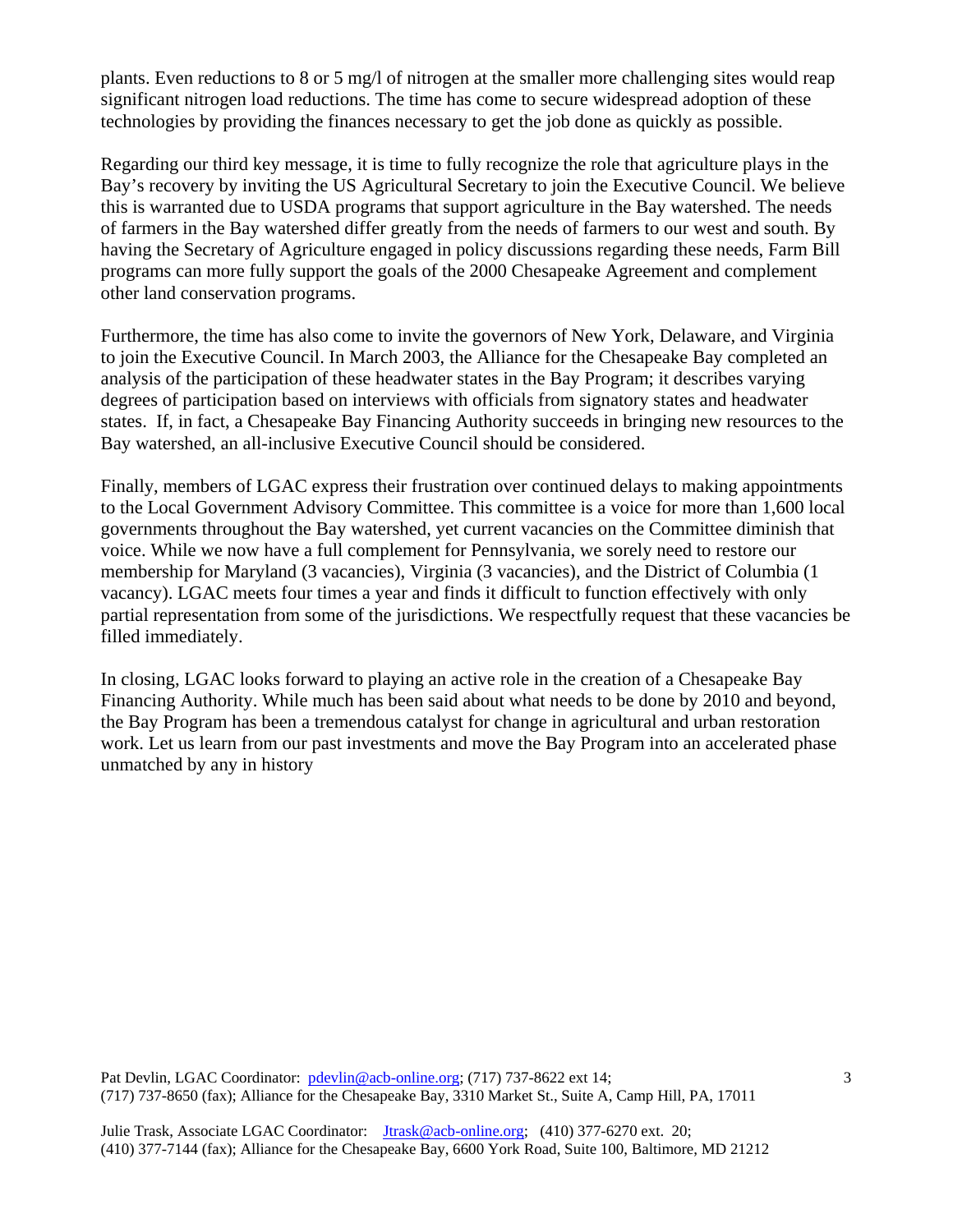plants. Even reductions to 8 or 5 mg/l of nitrogen at the smaller more challenging sites would reap significant nitrogen load reductions. The time has come to secure widespread adoption of these technologies by providing the finances necessary to get the job done as quickly as possible.

Regarding our third key message, it is time to fully recognize the role that agriculture plays in the Bay's recovery by inviting the US Agricultural Secretary to join the Executive Council. We believe this is warranted due to USDA programs that support agriculture in the Bay watershed. The needs of farmers in the Bay watershed differ greatly from the needs of farmers to our west and south. By having the Secretary of Agriculture engaged in policy discussions regarding these needs, Farm Bill programs can more fully support the goals of the 2000 Chesapeake Agreement and complement other land conservation programs.

Furthermore, the time has also come to invite the governors of New York, Delaware, and Virginia to join the Executive Council. In March 2003, the Alliance for the Chesapeake Bay completed an analysis of the participation of these headwater states in the Bay Program; it describes varying degrees of participation based on interviews with officials from signatory states and headwater states. If, in fact, a Chesapeake Bay Financing Authority succeeds in bringing new resources to the Bay watershed, an all-inclusive Executive Council should be considered.

Finally, members of LGAC express their frustration over continued delays to making appointments to the Local Government Advisory Committee. This committee is a voice for more than 1,600 local governments throughout the Bay watershed, yet current vacancies on the Committee diminish that voice. While we now have a full complement for Pennsylvania, we sorely need to restore our membership for Maryland (3 vacancies), Virginia (3 vacancies), and the District of Columbia (1 vacancy). LGAC meets four times a year and finds it difficult to function effectively with only partial representation from some of the jurisdictions. We respectfully request that these vacancies be filled immediately.

In closing, LGAC looks forward to playing an active role in the creation of a Chesapeake Bay Financing Authority. While much has been said about what needs to be done by 2010 and beyond, the Bay Program has been a tremendous catalyst for change in agricultural and urban restoration work. Let us learn from our past investments and move the Bay Program into an accelerated phase unmatched by any in history

Pat Devlin, LGAC Coordinator: pdevlin@acb-online.org; (717) 737-8622 ext 14;
(717) 737-8650 (fax); Alliance for the Chesapeake Bay, 3310 Market St., Suite A, Camp Hill, PA, 17011

Julie Trask, Associate LGAC Coordinator: Jtrask@acb-online.org; (410) 377-6270 ext. 20;
(410) 377-7144 (fax); Alliance for the Chesapeake Bay, 6600 York Road, Suite 100, Baltimore, MD 21212